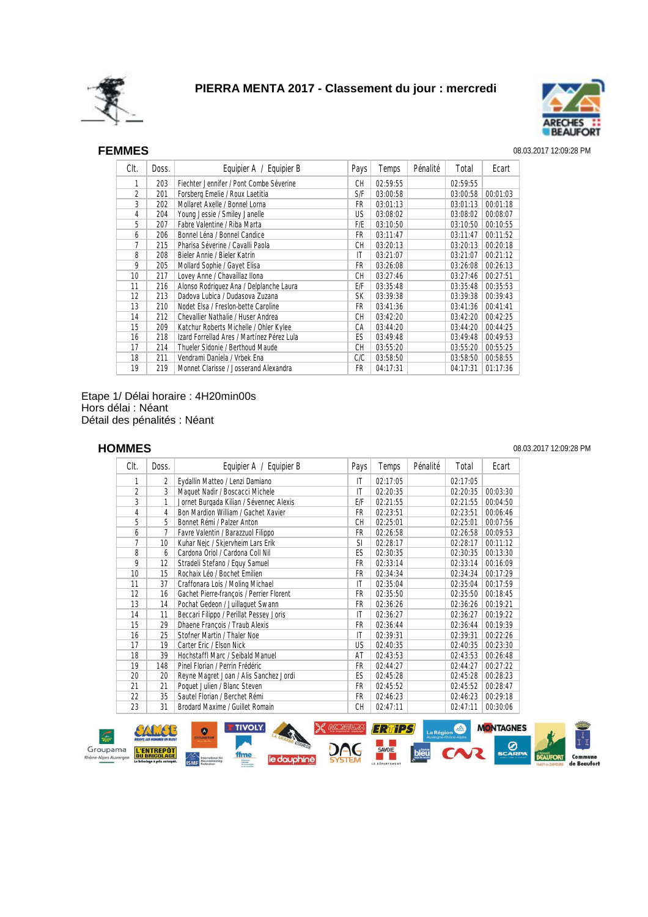# PIERRA MENTA 2017 - Classement du jour : mercredi

## FEMMES

08.03.2017 12:09:28 PM

| Clt. | Doss. | Equipier A / Equipier B | Pays | Temps | Pénalité | Total | Ecart |
|---|---|---|---|---|---|---|---|
| 1 | 203 | Fiechter Jennifer / Pont Combe Séverine | CH | 02:59:55 | | 02:59:55 | |
| 2 | 201 | Forsberg Emelie / Roux Laetitia | S/F | 03:00:58 | | 03:00:58 | 00:01:03 |
| 3 | 202 | Mollaret Axelle / Bonnel Lorna | FR | 03:01:13 | | 03:01:13 | 00:01:18 |
| 4 | 204 | Young Jessie / Smiley Janelle | US | 03:08:02 | | 03:08:02 | 00:08:07 |
| 5 | 207 | Fabre Valentine / Riba Marta | F/E | 03:10:50 | | 03:10:50 | 00:10:55 |
| 6 | 206 | Bonnel Léna / Bonnel Candice | FR | 03:11:47 | | 03:11:47 | 00:11:52 |
| 7 | 215 | Pharisa Séverine / Cavalli Paola | CH | 03:20:13 | | 03:20:13 | 00:20:18 |
| 8 | 208 | Bieler Annie / Bieler Katrin | IT | 03:21:07 | | 03:21:07 | 00:21:12 |
| 9 | 205 | Mollard Sophie / Gayet Elisa | FR | 03:26:08 | | 03:26:08 | 00:26:13 |
| 10 | 217 | Lovey Anne / Chavaillaz Ilona | CH | 03:27:46 | | 03:27:46 | 00:27:51 |
| 11 | 216 | Alonso Rodriguez Ana / Delplanche Laura | E/F | 03:35:48 | | 03:35:48 | 00:35:53 |
| 12 | 213 | Dadova Lubica / Dudasova Zuzana | SK | 03:39:38 | | 03:39:38 | 00:39:43 |
| 13 | 210 | Nodet Elsa / Freslon-bette Caroline | FR | 03:41:36 | | 03:41:36 | 00:41:41 |
| 14 | 212 | Chevallier Nathalie / Huser Andrea | CH | 03:42:20 | | 03:42:20 | 00:42:25 |
| 15 | 209 | Katchur Roberts Michelle / Ohler Kylee | CA | 03:44:20 | | 03:44:20 | 00:44:25 |
| 16 | 218 | Izard Forrellad Ares / Martínez Pérez Lula | ES | 03:49:48 | | 03:49:48 | 00:49:53 |
| 17 | 214 | Thueler Sidonie / Berthoud Maude | CH | 03:55:20 | | 03:55:20 | 00:55:25 |
| 18 | 211 | Vendrami Daniela / Vrbek Ena | C/C | 03:58:50 | | 03:58:50 | 00:58:55 |
| 19 | 219 | Monnet Clarisse / Josserand Alexandra | FR | 04:17:31 | | 04:17:31 | 01:17:36 |

Etape 1/ Délai horaire : 4H20min00s
Hors délai : Néant
Détail des pénalités : Néant

## HOMMES

08.03.2017 12:09:28 PM

| Clt. | Doss. | Equipier A / Equipier B | Pays | Temps | Pénalité | Total | Ecart |
|---|---|---|---|---|---|---|---|
| 1 | 2 | Eydallin Matteo / Lenzi Damiano | IT | 02:17:05 | | 02:17:05 | |
| 2 | 3 | Maguet Nadir / Boscacci Michele | IT | 02:20:35 | | 02:20:35 | 00:03:30 |
| 3 | 1 | Jornet Burgada Kilian / Sévennec Alexis | E/F | 02:21:55 | | 02:21:55 | 00:04:50 |
| 4 | 4 | Bon Mardion William / Gachet Xavier | FR | 02:23:51 | | 02:23:51 | 00:06:46 |
| 5 | 5 | Bonnet Rémi / Palzer Anton | CH | 02:25:01 | | 02:25:01 | 00:07:56 |
| 6 | 7 | Favre Valentin / Barazzuol Filippo | FR | 02:26:58 | | 02:26:58 | 00:09:53 |
| 7 | 10 | Kuhar Nejc / Skjervheim Lars Erik | SI | 02:28:17 | | 02:28:17 | 00:11:12 |
| 8 | 6 | Cardona Oriol / Cardona Coll Nil | ES | 02:30:35 | | 02:30:35 | 00:13:30 |
| 9 | 12 | Stradeli Stefano / Equy Samuel | FR | 02:33:14 | | 02:33:14 | 00:16:09 |
| 10 | 15 | Rochaix Léo / Bochet Emilien | FR | 02:34:34 | | 02:34:34 | 00:17:29 |
| 11 | 37 | Craffonara Lois / Moling Michael | IT | 02:35:04 | | 02:35:04 | 00:17:59 |
| 12 | 16 | Gachet Pierre-françois / Perrier Florent | FR | 02:35:50 | | 02:35:50 | 00:18:45 |
| 13 | 14 | Pochat Gedeon / Juillaguet Swann | FR | 02:36:26 | | 02:36:26 | 00:19:21 |
| 14 | 11 | Beccari Filippo / Perillat Pessey Joris | IT | 02:36:27 | | 02:36:27 | 00:19:22 |
| 15 | 29 | Dhaene François / Traub Alexis | FR | 02:36:44 | | 02:36:44 | 00:19:39 |
| 16 | 25 | Stofner Martin / Thaler Noe | IT | 02:39:31 | | 02:39:31 | 00:22:26 |
| 17 | 19 | Carter Eric / Elson Nick | US | 02:40:35 | | 02:40:35 | 00:23:30 |
| 18 | 39 | Hochstaffl Marc / Seibald Manuel | AT | 02:43:53 | | 02:43:53 | 00:26:48 |
| 19 | 148 | Pinel Florian / Perrin Frédéric | FR | 02:44:27 | | 02:44:27 | 00:27:22 |
| 20 | 20 | Reyne Magret Joan / Alis Sanchez Jordi | ES | 02:45:28 | | 02:45:28 | 00:28:23 |
| 21 | 21 | Poquet Julien / Blanc Steven | FR | 02:45:52 | | 02:45:52 | 00:28:47 |
| 22 | 35 | Sautel Florian / Berchet Rémi | FR | 02:46:23 | | 02:46:23 | 00:29:18 |
| 23 | 31 | Brodard Maxime / Guillet Romain | CH | 02:47:11 | | 02:47:11 | 00:30:06 |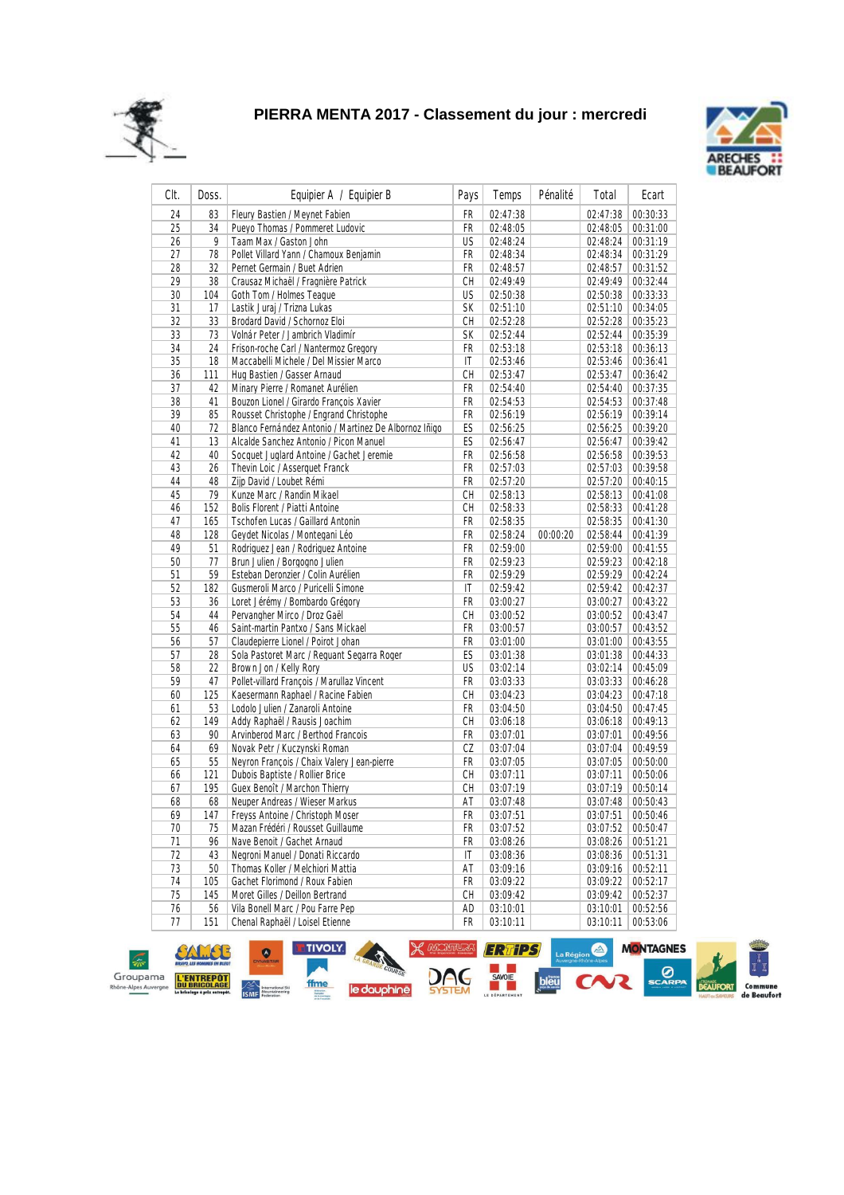# PIERRA MENTA 2017 - Classement du jour : mercredi

| Clt. | Doss. | Equipier A / Equipier B | Pays | Temps | Pénalité | Total | Ecart |
|---|---|---|---|---|---|---|---|
| 24 | 83 | Fleury Bastien / Meynet Fabien | FR | 02:47:38 | | 02:47:38 | 00:30:33 |
| 25 | 34 | Pueyo Thomas / Pommeret Ludovic | FR | 02:48:05 | | 02:48:05 | 00:31:00 |
| 26 | 9 | Taam Max / Gaston John | US | 02:48:24 | | 02:48:24 | 00:31:19 |
| 27 | 78 | Pollet Villard Yann / Chamoux Benjamin | FR | 02:48:34 | | 02:48:34 | 00:31:29 |
| 28 | 32 | Pernet Germain / Buet Adrien | FR | 02:48:57 | | 02:48:57 | 00:31:52 |
| 29 | 38 | Crausaz Michaël / Fragnière Patrick | CH | 02:49:49 | | 02:49:49 | 00:32:44 |
| 30 | 104 | Goth Tom / Holmes Teague | US | 02:50:38 | | 02:50:38 | 00:33:33 |
| 31 | 17 | Lastik Juraj / Trizna Lukas | SK | 02:51:10 | | 02:51:10 | 00:34:05 |
| 32 | 33 | Brodard David / Schornoz Eloi | CH | 02:52:28 | | 02:52:28 | 00:35:23 |
| 33 | 73 | Volnár Peter / Jambrich Vladimír | SK | 02:52:44 | | 02:52:44 | 00:35:39 |
| 34 | 24 | Frison-roche Carl / Nantermoz Gregory | FR | 02:53:18 | | 02:53:18 | 00:36:13 |
| 35 | 18 | Maccabelli Michele / Del Missier Marco | IT | 02:53:46 | | 02:53:46 | 00:36:41 |
| 36 | 111 | Hug Bastien / Gasser Arnaud | CH | 02:53:47 | | 02:53:47 | 00:36:42 |
| 37 | 42 | Minary Pierre / Romanet Aurélien | FR | 02:54:40 | | 02:54:40 | 00:37:35 |
| 38 | 41 | Bouzon Lionel / Girardo François Xavier | FR | 02:54:53 | | 02:54:53 | 00:37:48 |
| 39 | 85 | Rousset Christophe / Engrand Christophe | FR | 02:56:19 | | 02:56:19 | 00:39:14 |
| 40 | 72 | Blanco Fernández Antonio / Martinez De Albornoz Iñigo | ES | 02:56:25 | | 02:56:25 | 00:39:20 |
| 41 | 13 | Alcalde Sanchez Antonio / Picon Manuel | ES | 02:56:47 | | 02:56:47 | 00:39:42 |
| 42 | 40 | Socquet Juglard Antoine / Gachet Jeremie | FR | 02:56:58 | | 02:56:58 | 00:39:53 |
| 43 | 26 | Thevin Loic / Asserquet Franck | FR | 02:57:03 | | 02:57:03 | 00:39:58 |
| 44 | 48 | Zijp David / Loubet Rémi | FR | 02:57:20 | | 02:57:20 | 00:40:15 |
| 45 | 79 | Kunze Marc / Randin Mikael | CH | 02:58:13 | | 02:58:13 | 00:41:08 |
| 46 | 152 | Bolis Florent / Piatti Antoine | CH | 02:58:33 | | 02:58:33 | 00:41:28 |
| 47 | 165 | Tschofen Lucas / Gaillard Antonin | FR | 02:58:35 | | 02:58:35 | 00:41:30 |
| 48 | 128 | Geydet Nicolas / Montegani Léo | FR | 02:58:24 | 00:00:20 | 02:58:44 | 00:41:39 |
| 49 | 51 | Rodriguez Jean / Rodriguez Antoine | FR | 02:59:00 | | 02:59:00 | 00:41:55 |
| 50 | 77 | Brun Julien / Borgogno Julien | FR | 02:59:23 | | 02:59:23 | 00:42:18 |
| 51 | 59 | Esteban Deronzier / Colin Aurélien | FR | 02:59:29 | | 02:59:29 | 00:42:24 |
| 52 | 182 | Gusmeroli Marco / Puricelli Simone | IT | 02:59:42 | | 02:59:42 | 00:42:37 |
| 53 | 36 | Loret Jérémy / Bombardo Grégory | FR | 03:00:27 | | 03:00:27 | 00:43:22 |
| 54 | 44 | Pervangher Mirco / Droz Gaël | CH | 03:00:52 | | 03:00:52 | 00:43:47 |
| 55 | 46 | Saint-martin Pantxo / Sans Mickael | FR | 03:00:57 | | 03:00:57 | 00:43:52 |
| 56 | 57 | Claudepierre Lionel / Poirot Johan | FR | 03:01:00 | | 03:01:00 | 00:43:55 |
| 57 | 28 | Sola Pastoret Marc / Reguant Segarra Roger | ES | 03:01:38 | | 03:01:38 | 00:44:33 |
| 58 | 22 | Brown Jon / Kelly Rory | US | 03:02:14 | | 03:02:14 | 00:45:09 |
| 59 | 47 | Pollet-villard François / Marullaz Vincent | FR | 03:03:33 | | 03:03:33 | 00:46:28 |
| 60 | 125 | Kaesermann Raphael / Racine Fabien | CH | 03:04:23 | | 03:04:23 | 00:47:18 |
| 61 | 53 | Lodolo Julien / Zanaroli Antoine | FR | 03:04:50 | | 03:04:50 | 00:47:45 |
| 62 | 149 | Addy Raphaël / Rausis Joachim | CH | 03:06:18 | | 03:06:18 | 00:49:13 |
| 63 | 90 | Arvinberod Marc / Berthod Francois | FR | 03:07:01 | | 03:07:01 | 00:49:56 |
| 64 | 69 | Novak Petr / Kuczynski Roman | CZ | 03:07:04 | | 03:07:04 | 00:49:59 |
| 65 | 55 | Neyron François / Chaix Valery Jean-pierre | FR | 03:07:05 | | 03:07:05 | 00:50:00 |
| 66 | 121 | Dubois Baptiste / Rollier Brice | CH | 03:07:11 | | 03:07:11 | 00:50:06 |
| 67 | 195 | Guex Benoît / Marchon Thierry | CH | 03:07:19 | | 03:07:19 | 00:50:14 |
| 68 | 68 | Neuper Andreas / Wieser Markus | AT | 03:07:48 | | 03:07:48 | 00:50:43 |
| 69 | 147 | Freyss Antoine / Christoph Moser | FR | 03:07:51 | | 03:07:51 | 00:50:46 |
| 70 | 75 | Mazan Frédéri / Rousset Guillaume | FR | 03:07:52 | | 03:07:52 | 00:50:47 |
| 71 | 96 | Nave Benoit / Gachet Arnaud | FR | 03:08:26 | | 03:08:26 | 00:51:21 |
| 72 | 43 | Negroni Manuel / Donati Riccardo | IT | 03:08:36 | | 03:08:36 | 00:51:31 |
| 73 | 50 | Thomas Koller / Melchiori Mattia | AT | 03:09:16 | | 03:09:16 | 00:52:11 |
| 74 | 105 | Gachet Florimond / Roux Fabien | FR | 03:09:22 | | 03:09:22 | 00:52:17 |
| 75 | 145 | Moret Gilles / Deillon Bertrand | CH | 03:09:42 | | 03:09:42 | 00:52:37 |
| 76 | 56 | Vila Bonell Marc / Pou Farre Pep | AD | 03:10:01 | | 03:10:01 | 00:52:56 |
| 77 | 151 | Chenal Raphaël / Loisel Etienne | FR | 03:10:11 | | 03:10:11 | 00:53:06 |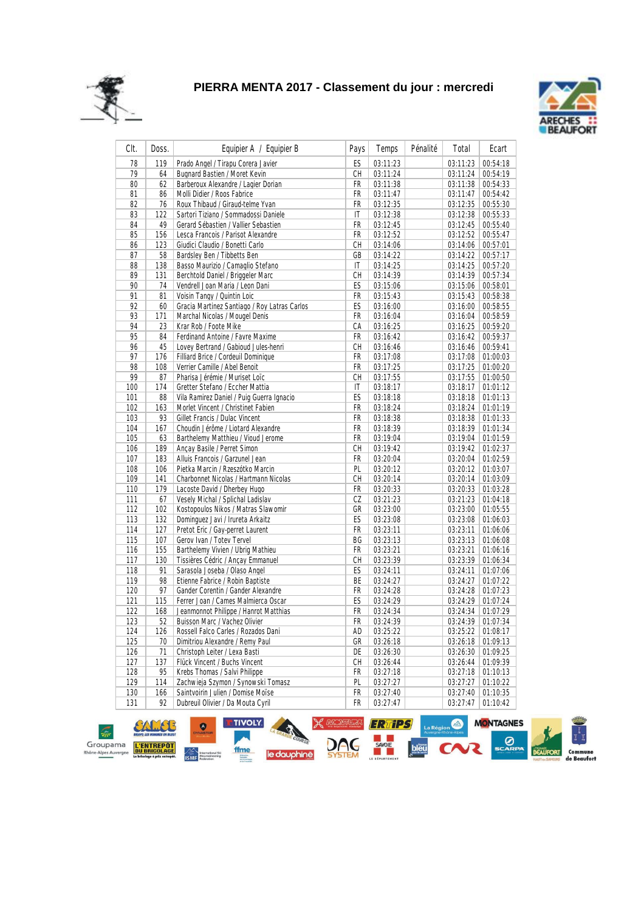# PIERRA MENTA 2017 - Classement du jour : mercredi

| Clt. | Doss. | Equipier A / Equipier B | Pays | Temps | Pénalité | Total | Ecart |
|---|---|---|---|---|---|---|---|
| 78 | 119 | Prado Angel / Tirapu Corera Javier | ES | 03:11:23 | | 03:11:23 | 00:54:18 |
| 79 | 64 | Bugnard Bastien / Moret Kevin | CH | 03:11:24 | | 03:11:24 | 00:54:19 |
| 80 | 62 | Barberoux Alexandre / Lagier Dorian | FR | 03:11:38 | | 03:11:38 | 00:54:33 |
| 81 | 86 | Molli Didier / Roos Fabrice | FR | 03:11:47 | | 03:11:47 | 00:54:42 |
| 82 | 76 | Roux Thibaud / Giraud-telme Yvan | FR | 03:12:35 | | 03:12:35 | 00:55:30 |
| 83 | 122 | Sartori Tiziano / Sommadossi Daniele | IT | 03:12:38 | | 03:12:38 | 00:55:33 |
| 84 | 49 | Gerard Sébastien / Vallier Sebastien | FR | 03:12:45 | | 03:12:45 | 00:55:40 |
| 85 | 156 | Lesca Francois / Parisot Alexandre | FR | 03:12:52 | | 03:12:52 | 00:55:47 |
| 86 | 123 | Giudici Claudio / Bonetti Carlo | CH | 03:14:06 | | 03:14:06 | 00:57:01 |
| 87 | 58 | Bardsley Ben / Tibbetts Ben | GB | 03:14:22 | | 03:14:22 | 00:57:17 |
| 88 | 138 | Basso Maurizio / Camaglio Stefano | IT | 03:14:25 | | 03:14:25 | 00:57:20 |
| 89 | 131 | Berchtold Daniel / Briggeler Marc | CH | 03:14:39 | | 03:14:39 | 00:57:34 |
| 90 | 74 | Vendrell Joan Maria / Leon Dani | ES | 03:15:06 | | 03:15:06 | 00:58:01 |
| 91 | 81 | Voisin Tangy / Quintin Loic | FR | 03:15:43 | | 03:15:43 | 00:58:38 |
| 92 | 60 | Gracia Martinez Santiago / Roy Latras Carlos | ES | 03:16:00 | | 03:16:00 | 00:58:55 |
| 93 | 171 | Marchal Nicolas / Mougel Denis | FR | 03:16:04 | | 03:16:04 | 00:58:59 |
| 94 | 23 | Krar Rob / Foote Mike | CA | 03:16:25 | | 03:16:25 | 00:59:20 |
| 95 | 84 | Ferdinand Antoine / Favre Maxime | FR | 03:16:42 | | 03:16:42 | 00:59:37 |
| 96 | 45 | Lovey Bertrand / Gabioud Jules-henri | CH | 03:16:46 | | 03:16:46 | 00:59:41 |
| 97 | 176 | Filliard Brice / Cordeuil Dominique | FR | 03:17:08 | | 03:17:08 | 01:00:03 |
| 98 | 108 | Verrier Camille / Abel Benoit | FR | 03:17:25 | | 03:17:25 | 01:00:20 |
| 99 | 87 | Pharisa Jérémie / Muriset Loïc | CH | 03:17:55 | | 03:17:55 | 01:00:50 |
| 100 | 174 | Gretter Stefano / Eccher Mattia | IT | 03:18:17 | | 03:18:17 | 01:01:12 |
| 101 | 88 | Vila Ramirez Daniel / Puig Guerra Ignacio | ES | 03:18:18 | | 03:18:18 | 01:01:13 |
| 102 | 163 | Morlet Vincent / Christinet Fabien | FR | 03:18:24 | | 03:18:24 | 01:01:19 |
| 103 | 93 | Gillet Francis / Dulac Vincent | FR | 03:18:38 | | 03:18:38 | 01:01:33 |
| 104 | 167 | Choudin Jérôme / Liotard Alexandre | FR | 03:18:39 | | 03:18:39 | 01:01:34 |
| 105 | 63 | Barthelemy Matthieu / Vioud Jerome | FR | 03:19:04 | | 03:19:04 | 01:01:59 |
| 106 | 189 | Ançay Basile / Perret Simon | CH | 03:19:42 | | 03:19:42 | 01:02:37 |
| 107 | 183 | Alluis Francois / Garzunel Jean | FR | 03:20:04 | | 03:20:04 | 01:02:59 |
| 108 | 106 | Pietka Marcin / Rzeszótko Marcin | PL | 03:20:12 | | 03:20:12 | 01:03:07 |
| 109 | 141 | Charbonnet Nicolas / Hartmann Nicolas | CH | 03:20:14 | | 03:20:14 | 01:03:09 |
| 110 | 179 | Lacoste David / Dherbey Hugo | FR | 03:20:33 | | 03:20:33 | 01:03:28 |
| 111 | 67 | Vesely Michal / Splichal Ladislav | CZ | 03:21:23 | | 03:21:23 | 01:04:18 |
| 112 | 102 | Kostopoulos Nikos / Matras Slawomir | GR | 03:23:00 | | 03:23:00 | 01:05:55 |
| 113 | 132 | Dominguez Javi / Irureta Arkaitz | ES | 03:23:08 | | 03:23:08 | 01:06:03 |
| 114 | 127 | Pretot Eric / Gay-perret Laurent | FR | 03:23:11 | | 03:23:11 | 01:06:06 |
| 115 | 107 | Gerov Ivan / Totev Tervel | BG | 03:23:13 | | 03:23:13 | 01:06:08 |
| 116 | 155 | Barthelemy Vivien / Ubrig Mathieu | FR | 03:23:21 | | 03:23:21 | 01:06:16 |
| 117 | 130 | Tissières Cédric / Ançay Emmanuel | CH | 03:23:39 | | 03:23:39 | 01:06:34 |
| 118 | 91 | Sarasola Joseba / Olaso Angel | ES | 03:24:11 | | 03:24:11 | 01:07:06 |
| 119 | 98 | Etienne Fabrice / Robin Baptiste | BE | 03:24:27 | | 03:24:27 | 01:07:22 |
| 120 | 97 | Gander Corentin / Gander Alexandre | FR | 03:24:28 | | 03:24:28 | 01:07:23 |
| 121 | 115 | Ferrer Joan / Cames Malmierca Oscar | ES | 03:24:29 | | 03:24:29 | 01:07:24 |
| 122 | 168 | Jeanmonnot Philippe / Hanrot Matthias | FR | 03:24:34 | | 03:24:34 | 01:07:29 |
| 123 | 52 | Buisson Marc / Vachez Olivier | FR | 03:24:39 | | 03:24:39 | 01:07:34 |
| 124 | 126 | Rossell Falco Carles / Rozados Dani | AD | 03:25:22 | | 03:25:22 | 01:08:17 |
| 125 | 70 | Dimitriou Alexandre / Remy Paul | GR | 03:26:18 | | 03:26:18 | 01:09:13 |
| 126 | 71 | Christoph Leiter / Lexa Basti | DE | 03:26:30 | | 03:26:30 | 01:09:25 |
| 127 | 137 | Flück Vincent / Buchs Vincent | CH | 03:26:44 | | 03:26:44 | 01:09:39 |
| 128 | 95 | Krebs Thomas / Salvi Philippe | FR | 03:27:18 | | 03:27:18 | 01:10:13 |
| 129 | 114 | Zachwieja Szymon / Synowski Tomasz | PL | 03:27:27 | | 03:27:27 | 01:10:22 |
| 130 | 166 | Saintvoirin Julien / Domise Moïse | FR | 03:27:40 | | 03:27:40 | 01:10:35 |
| 131 | 92 | Dubreuil Olivier / Da Mouta Cyril | FR | 03:27:47 | | 03:27:47 | 01:10:42 |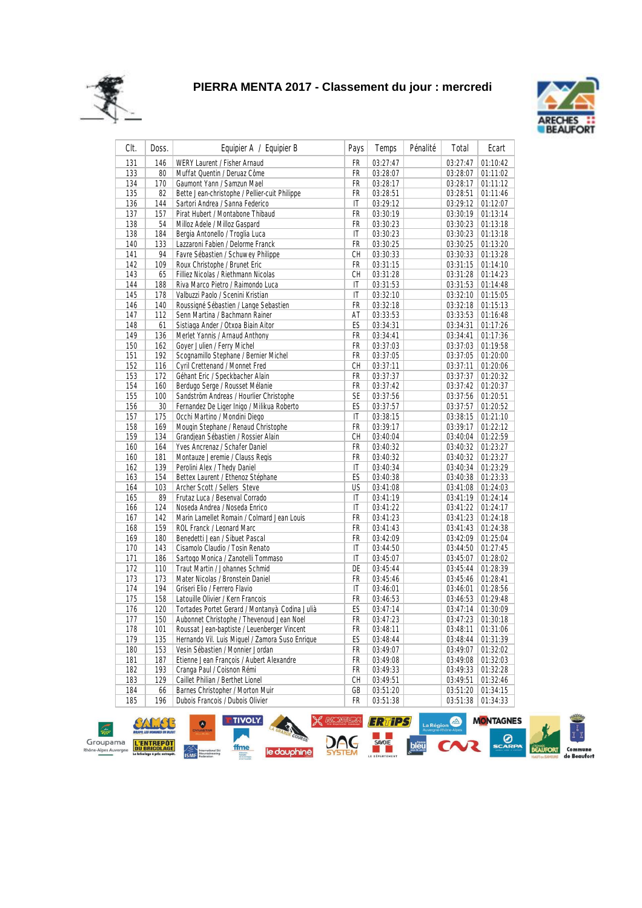# PIERRA MENTA 2017 - Classement du jour : mercredi

| Clt. | Doss. | Equipier A / Equipier B | Pays | Temps | Pénalité | Total | Ecart |
|---|---|---|---|---|---|---|---|
| 131 | 146 | WERY Laurent / Fisher Arnaud | FR | 03:27:47 | | 03:27:47 | 01:10:42 |
| 133 | 80 | Muffat Quentin / Deruaz Côme | FR | 03:28:07 | | 03:28:07 | 01:11:02 |
| 134 | 170 | Gaumont Yann / Samzun Mael | FR | 03:28:17 | | 03:28:17 | 01:11:12 |
| 135 | 82 | Bette Jean-christophe / Pellier-cuit Philippe | FR | 03:28:51 | | 03:28:51 | 01:11:46 |
| 136 | 144 | Sartori Andrea / Sanna Federico | IT | 03:29:12 | | 03:29:12 | 01:12:07 |
| 137 | 157 | Pirat Hubert / Montabone Thibaud | FR | 03:30:19 | | 03:30:19 | 01:13:14 |
| 138 | 54 | Milloz Adele / Milloz Gaspard | FR | 03:30:23 | | 03:30:23 | 01:13:18 |
| 138 | 184 | Bergia Antonello / Troglia Luca | IT | 03:30:23 | | 03:30:23 | 01:13:18 |
| 140 | 133 | Lazzaroni Fabien / Delorme Franck | FR | 03:30:25 | | 03:30:25 | 01:13:20 |
| 141 | 94 | Favre Sébastien / Schuwey Philippe | CH | 03:30:33 | | 03:30:33 | 01:13:28 |
| 142 | 109 | Roux Christophe / Brunet Eric | FR | 03:31:15 | | 03:31:15 | 01:14:10 |
| 143 | 65 | Filliez Nicolas / Riethmann Nicolas | CH | 03:31:28 | | 03:31:28 | 01:14:23 |
| 144 | 188 | Riva Marco Pietro / Raimondo Luca | IT | 03:31:53 | | 03:31:53 | 01:14:48 |
| 145 | 178 | Valbuzzi Paolo / Scenini Kristian | IT | 03:32:10 | | 03:32:10 | 01:15:05 |
| 146 | 140 | Roussigné Sébastien / Lange Sebastien | FR | 03:32:18 | | 03:32:18 | 01:15:13 |
| 147 | 112 | Senn Martina / Bachmann Rainer | AT | 03:33:53 | | 03:33:53 | 01:16:48 |
| 148 | 61 | Sistiaga Ander / Otxoa Bain Aitor | ES | 03:34:31 | | 03:34:31 | 01:17:26 |
| 149 | 136 | Merlet Yannis / Arnaud Anthony | FR | 03:34:41 | | 03:34:41 | 01:17:36 |
| 150 | 162 | Goyer Julien / Ferry Michel | FR | 03:37:03 | | 03:37:03 | 01:19:58 |
| 151 | 192 | Scognamillo Stephane / Bernier Michel | FR | 03:37:05 | | 03:37:05 | 01:20:00 |
| 152 | 116 | Cyril Crettenand / Monnet Fred | CH | 03:37:11 | | 03:37:11 | 01:20:06 |
| 153 | 172 | Géhant Eric / Speckbacher Alain | FR | 03:37:37 | | 03:37:37 | 01:20:32 |
| 154 | 160 | Berdugo Serge / Rousset Mélanie | FR | 03:37:42 | | 03:37:42 | 01:20:37 |
| 155 | 100 | Sandström Andreas / Hourlier Christophe | SE | 03:37:56 | | 03:37:56 | 01:20:51 |
| 156 | 30 | Fernandez De Liger Inigo / Milikua Roberto | ES | 03:37:57 | | 03:37:57 | 01:20:52 |
| 157 | 175 | Occhi Martino / Mondini Diego | IT | 03:38:15 | | 03:38:15 | 01:21:10 |
| 158 | 169 | Mougin Stephane / Renaud Christophe | FR | 03:39:17 | | 03:39:17 | 01:22:12 |
| 159 | 134 | Grandjean Sébastien / Rossier Alain | CH | 03:40:04 | | 03:40:04 | 01:22:59 |
| 160 | 164 | Yves Ancrenaz / Schafer Daniel | FR | 03:40:32 | | 03:40:32 | 01:23:27 |
| 160 | 181 | Montauze Jeremie / Clauss Regis | FR | 03:40:32 | | 03:40:32 | 01:23:27 |
| 162 | 139 | Perolini Alex / Thedy Daniel | IT | 03:40:34 | | 03:40:34 | 01:23:29 |
| 163 | 154 | Bettex Laurent / Ethenoz Stéphane | ES | 03:40:38 | | 03:40:38 | 01:23:33 |
| 164 | 103 | Archer Scott / Sellers Steve | US | 03:41:08 | | 03:41:08 | 01:24:03 |
| 165 | 89 | Frutaz Luca / Besenval Corrado | IT | 03:41:19 | | 03:41:19 | 01:24:14 |
| 166 | 124 | Noseda Andrea / Noseda Enrico | IT | 03:41:22 | | 03:41:22 | 01:24:17 |
| 167 | 142 | Marin Lamellet Romain / Colmard Jean Louis | FR | 03:41:23 | | 03:41:23 | 01:24:18 |
| 168 | 159 | ROL Franck / Leonard Marc | FR | 03:41:43 | | 03:41:43 | 01:24:38 |
| 169 | 180 | Benedetti Jean / Sibuet Pascal | FR | 03:42:09 | | 03:42:09 | 01:25:04 |
| 170 | 143 | Cisamolo Claudio / Tosin Renato | IT | 03:44:50 | | 03:44:50 | 01:27:45 |
| 171 | 186 | Sartogo Monica / Zanotelli Tommaso | IT | 03:45:07 | | 03:45:07 | 01:28:02 |
| 172 | 110 | Traut Martin / Johannes Schmid | DE | 03:45:44 | | 03:45:44 | 01:28:39 |
| 173 | 173 | Mater Nicolas / Bronstein Daniel | FR | 03:45:46 | | 03:45:46 | 01:28:41 |
| 174 | 194 | Griseri Elio / Ferrero Flavio | IT | 03:46:01 | | 03:46:01 | 01:28:56 |
| 175 | 158 | Latouille Olivier / Kern Francois | FR | 03:46:53 | | 03:46:53 | 01:29:48 |
| 176 | 120 | Tortades Portet Gerard / Montanyà Codina Julià | ES | 03:47:14 | | 03:47:14 | 01:30:09 |
| 177 | 150 | Aubonnet Christophe / Thevenoud Jean Noel | FR | 03:47:23 | | 03:47:23 | 01:30:18 |
| 178 | 101 | Roussat Jean-baptiste / Leuenberger Vincent | FR | 03:48:11 | | 03:48:11 | 01:31:06 |
| 179 | 135 | Hernando Vil. Luis Miguel / Zamora Suso Enrique | ES | 03:48:44 | | 03:48:44 | 01:31:39 |
| 180 | 153 | Vesin Sébastien / Monnier Jordan | FR | 03:49:07 | | 03:49:07 | 01:32:02 |
| 181 | 187 | Etienne Jean François / Aubert Alexandre | FR | 03:49:08 | | 03:49:08 | 01:32:03 |
| 182 | 193 | Cranga Paul / Coisnon Rémi | FR | 03:49:33 | | 03:49:33 | 01:32:28 |
| 183 | 129 | Caillet Philian / Berthet Lionel | CH | 03:49:51 | | 03:49:51 | 01:32:46 |
| 184 | 66 | Barnes Christopher / Morton Muir | GB | 03:51:20 | | 03:51:20 | 01:34:15 |
| 185 | 196 | Dubois Francois / Dubois Olivier | FR | 03:51:38 | | 03:51:38 | 01:34:33 |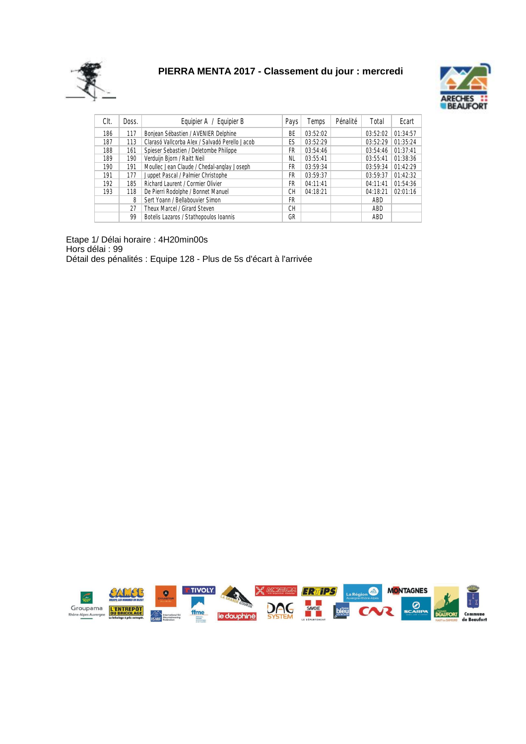# PIERRA MENTA 2017 - Classement du jour : mercredi

| Clt. | Doss. | Equipier A / Equipier B | Pays | Temps | Pénalité | Total | Ecart |
|---|---|---|---|---|---|---|---|
| 186 | 117 | Bonjean Sébastien / AVENIER Delphine | BE | 03:52:02 | | 03:52:02 | 01:34:57 |
| 187 | 113 | Clarasó Vallcorba Alex / Salvadó Perello Jacob | ES | 03:52:29 | | 03:52:29 | 01:35:24 |
| 188 | 161 | Spieser Sebastien / Deletombe Philippe | FR | 03:54:46 | | 03:54:46 | 01:37:41 |
| 189 | 190 | Verduijn Bjorn / Raitt Neil | NL | 03:55:41 | | 03:55:41 | 01:38:36 |
| 190 | 191 | Moullec Jean Claude / Chedal-anglay Joseph | FR | 03:59:34 | | 03:59:34 | 01:42:29 |
| 191 | 177 | Juppet Pascal / Palmier Christophe | FR | 03:59:37 | | 03:59:37 | 01:42:32 |
| 192 | 185 | Richard Laurent / Cormier Olivier | FR | 04:11:41 | | 04:11:41 | 01:54:36 |
| 193 | 118 | De Pierri Rodolphe / Bonnet Manuel | CH | 04:18:21 | | 04:18:21 | 02:01:16 |
| | 8 | Sert Yoann / Bellabouvier Simon | FR | | | ABD | |
| | 27 | Theux Marcel / Girard Steven | CH | | | ABD | |
| | 99 | Botelis Lazaros / Stathopoulos Ioannis | GR | | | ABD | |

Etape 1/ Délai horaire : 4H20min00s
Hors délai : 99
Détail des pénalités : Equipe 128 - Plus de 5s d'écart à l'arrivée